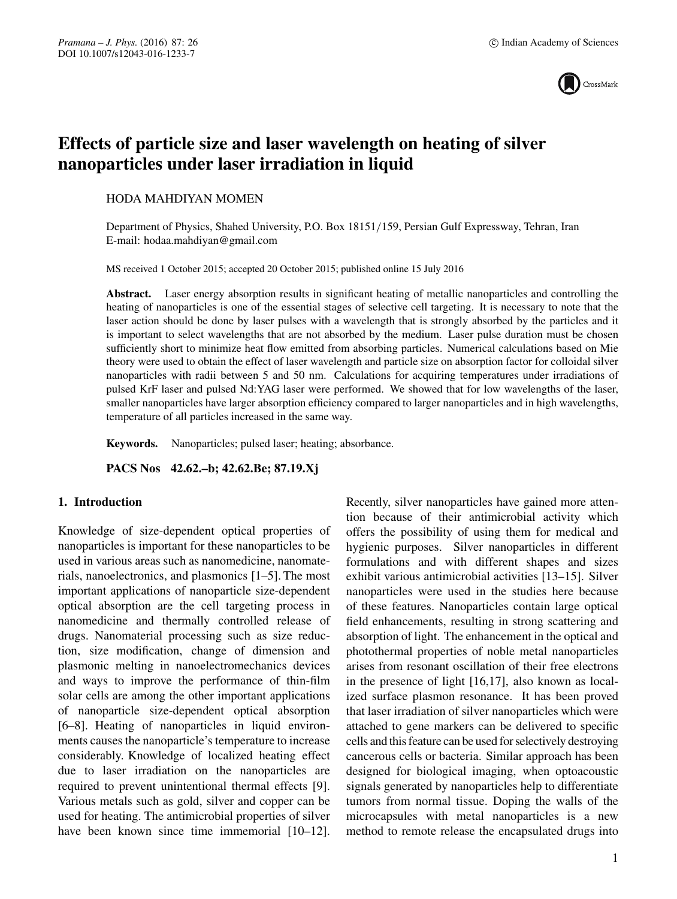# Effects of particle size and laser wavelength on heating of silver nanoparticles under laser irradiation in liquid

HODA MAHDIYAN MOMEN

Department of Physics, Shahed University, P.O. Box 18151/159, Persian Gulf Expressway, Tehran, Iran
E-mail: hodaa.mahdiyan@gmail.com

MS received 1 October 2015; accepted 20 October 2015; published online 15 July 2016

**Abstract.** Laser energy absorption results in significant heating of metallic nanoparticles and controlling the heating of nanoparticles is one of the essential stages of selective cell targeting. It is necessary to note that the laser action should be done by laser pulses with a wavelength that is strongly absorbed by the particles and it is important to select wavelengths that are not absorbed by the medium. Laser pulse duration must be chosen sufficiently short to minimize heat flow emitted from absorbing particles. Numerical calculations based on Mie theory were used to obtain the effect of laser wavelength and particle size on absorption factor for colloidal silver nanoparticles with radii between 5 and 50 nm. Calculations for acquiring temperatures under irradiations of pulsed KrF laser and pulsed Nd:YAG laser were performed. We showed that for low wavelengths of the laser, smaller nanoparticles have larger absorption efficiency compared to larger nanoparticles and in high wavelengths, temperature of all particles increased in the same way.

**Keywords.** Nanoparticles; pulsed laser; heating; absorbance.

**PACS Nos 42.62.–b; 42.62.Be; 87.19.Xj**

## 1. Introduction

Knowledge of size-dependent optical properties of nanoparticles is important for these nanoparticles to be used in various areas such as nanomedicine, nanomaterials, nanoelectronics, and plasmonics [1–5]. The most important applications of nanoparticle size-dependent optical absorption are the cell targeting process in nanomedicine and thermally controlled release of drugs. Nanomaterial processing such as size reduction, size modification, change of dimension and plasmonic melting in nanoelectromechanics devices and ways to improve the performance of thin-film solar cells are among the other important applications of nanoparticle size-dependent optical absorption [6–8]. Heating of nanoparticles in liquid environments causes the nanoparticle's temperature to increase considerably. Knowledge of localized heating effect due to laser irradiation on the nanoparticles are required to prevent unintentional thermal effects [9]. Various metals such as gold, silver and copper can be used for heating. The antimicrobial properties of silver have been known since time immemorial [10–12]. Recently, silver nanoparticles have gained more attention because of their antimicrobial activity which offers the possibility of using them for medical and hygienic purposes. Silver nanoparticles in different formulations and with different shapes and sizes exhibit various antimicrobial activities [13–15]. Silver nanoparticles were used in the studies here because of these features. Nanoparticles contain large optical field enhancements, resulting in strong scattering and absorption of light. The enhancement in the optical and photothermal properties of noble metal nanoparticles arises from resonant oscillation of their free electrons in the presence of light [16,17], also known as localized surface plasmon resonance. It has been proved that laser irradiation of silver nanoparticles which were attached to gene markers can be delivered to specific cells and this feature can be used for selectively destroying cancerous cells or bacteria. Similar approach has been designed for biological imaging, when optoacoustic signals generated by nanoparticles help to differentiate tumors from normal tissue. Doping the walls of the microcapsules with metal nanoparticles is a new method to remote release the encapsulated drugs into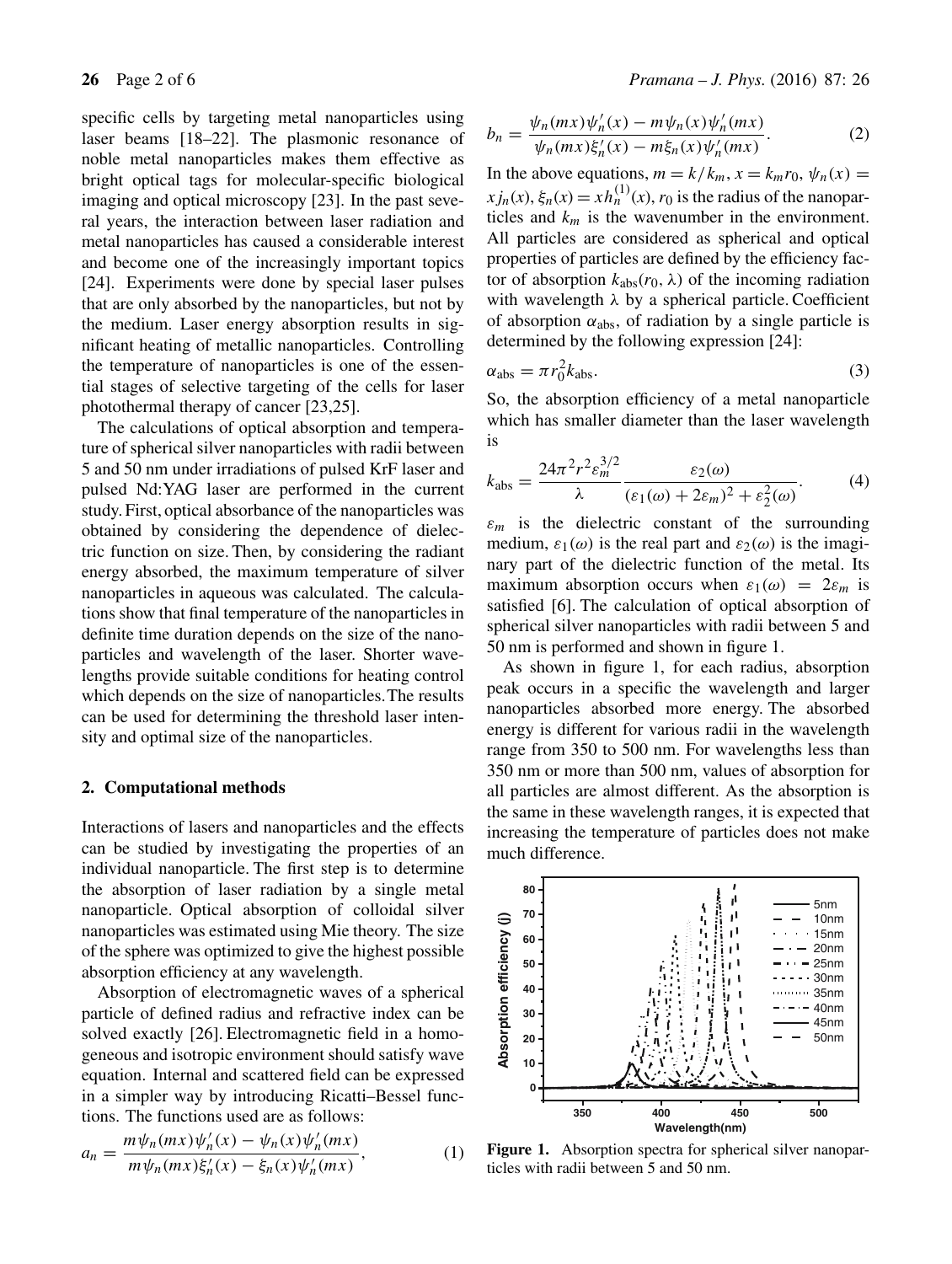specific cells by targeting metal nanoparticles using laser beams [18–22]. The plasmonic resonance of noble metal nanoparticles makes them effective as bright optical tags for molecular-specific biological imaging and optical microscopy [23]. In the past several years, the interaction between laser radiation and metal nanoparticles has caused a considerable interest and become one of the increasingly important topics [24]. Experiments were done by special laser pulses that are only absorbed by the nanoparticles, but not by the medium. Laser energy absorption results in significant heating of metallic nanoparticles. Controlling the temperature of nanoparticles is one of the essential stages of selective targeting of the cells for laser photothermal therapy of cancer [23,25].

The calculations of optical absorption and temperature of spherical silver nanoparticles with radii between 5 and 50 nm under irradiations of pulsed KrF laser and pulsed Nd:YAG laser are performed in the current study. First, optical absorbance of the nanoparticles was obtained by considering the dependence of dielectric function on size. Then, by considering the radiant energy absorbed, the maximum temperature of silver nanoparticles in aqueous was calculated. The calculations show that final temperature of the nanoparticles in definite time duration depends on the size of the nanoparticles and wavelength of the laser. Shorter wavelengths provide suitable conditions for heating control which depends on the size of nanoparticles. The results can be used for determining the threshold laser intensity and optimal size of the nanoparticles.

## 2. Computational methods

Interactions of lasers and nanoparticles and the effects can be studied by investigating the properties of an individual nanoparticle. The first step is to determine the absorption of laser radiation by a single metal nanoparticle. Optical absorption of colloidal silver nanoparticles was estimated using Mie theory. The size of the sphere was optimized to give the highest possible absorption efficiency at any wavelength.

Absorption of electromagnetic waves of a spherical particle of defined radius and refractive index can be solved exactly [26]. Electromagnetic field in a homogeneous and isotropic environment should satisfy wave equation. Internal and scattered field can be expressed in a simpler way by introducing Ricatti–Bessel functions. The functions used are as follows:

$$a_n = \frac{m\psi_n(mx)\psi_n'(x) - \psi_n(x)\psi_n'(mx)}{m\psi_n(mx)\xi_n'(x) - \xi_n(x)\psi_n'(mx)}, \tag{1}$$

$$b_n = \frac{\psi_n(mx)\psi_n'(x) - m\psi_n(x)\psi_n'(mx)}{\psi_n(mx)\xi_n'(x) - m\xi_n(x)\psi_n'(mx)}. \tag{2}$$

In the above equations, $m = k/k_m$, $x = k_m r_0$, $\psi_n(x) = x j_n(x)$, $\xi_n(x) = x h_n^{(1)}(x)$, $r_0$ is the radius of the nanoparticles and $k_m$ is the wavenumber in the environment. All particles are considered as spherical and optical properties of particles are defined by the efficiency factor of absorption $k_{\mathrm{abs}}(r_0, \lambda)$ of the incoming radiation with wavelength $\lambda$ by a spherical particle. Coefficient of absorption $\alpha_{\mathrm{abs}}$, of radiation by a single particle is determined by the following expression [24]:

$$\alpha_{\mathrm{abs}} = \pi r_0^2 k_{\mathrm{abs}}. \tag{3}$$

So, the absorption efficiency of a metal nanoparticle which has smaller diameter than the laser wavelength is

$$k_{\mathrm{abs}} = \frac{24\pi^2 r^2 \varepsilon_m^{3/2}}{\lambda} \frac{\varepsilon_2(\omega)}{(\varepsilon_1(\omega) + 2\varepsilon_m)^2 + \varepsilon_2^2(\omega)}. \tag{4}$$

$\varepsilon_m$ is the dielectric constant of the surrounding medium, $\varepsilon_1(\omega)$ is the real part and $\varepsilon_2(\omega)$ is the imaginary part of the dielectric function of the metal. Its maximum absorption occurs when $\varepsilon_1(\omega) = 2\varepsilon_m$ is satisfied [6]. The calculation of optical absorption of spherical silver nanoparticles with radii between 5 and 50 nm is performed and shown in figure 1.

As shown in figure 1, for each radius, absorption peak occurs in a specific the wavelength and larger nanoparticles absorbed more energy. The absorbed energy is different for various radii in the wavelength range from 350 to 500 nm. For wavelengths less than 350 nm or more than 500 nm, values of absorption for all particles are almost different. As the absorption is the same in these wavelength ranges, it is expected that increasing the temperature of particles does not make much difference.

**Figure 1.** Absorption spectra for spherical silver nanoparticles with radii between 5 and 50 nm.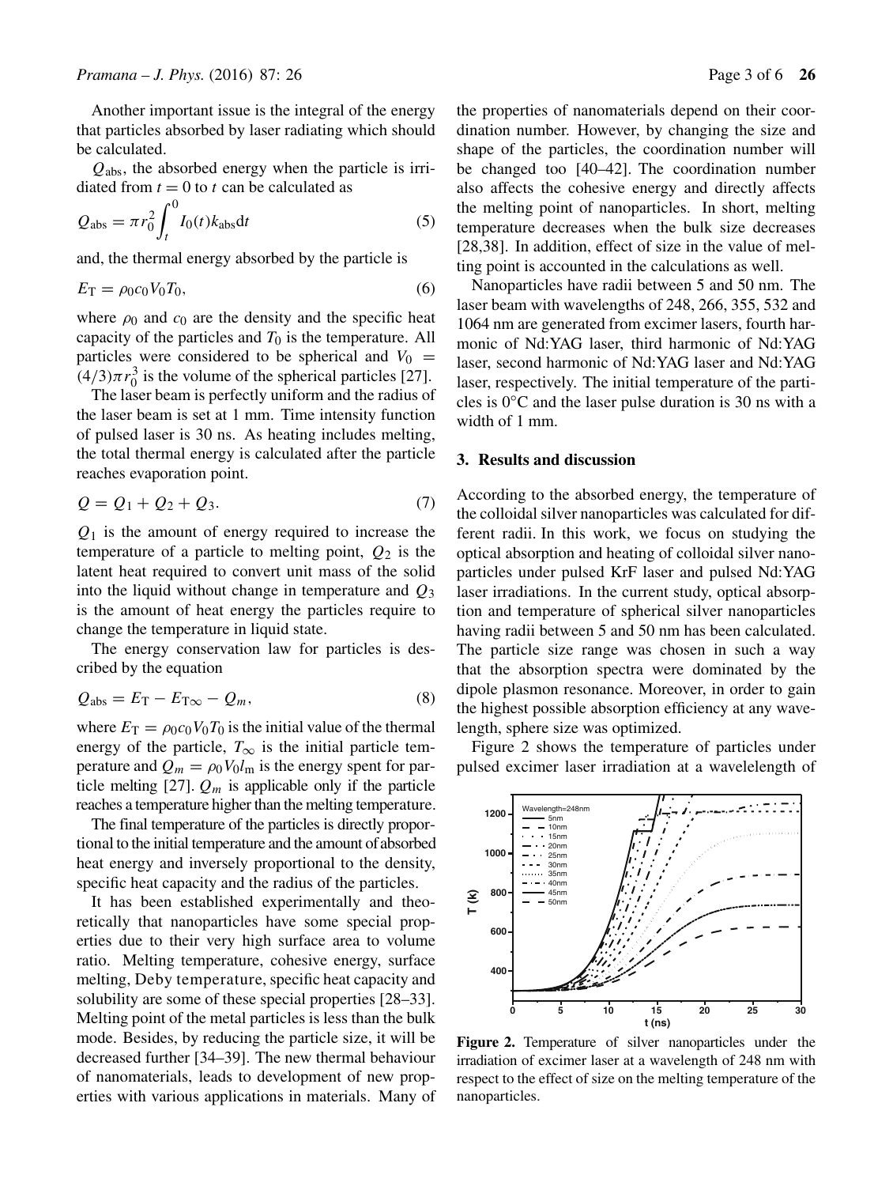Another important issue is the integral of the energy that particles absorbed by laser radiating which should be calculated.

$Q_{\text{abs}}$, the absorbed energy when the particle is irridiated from $t = 0$ to $t$ can be calculated as

$$Q_{\text{abs}} = \pi r_0^2 \int_t^0 I_0(t) k_{\text{abs}} \mathrm{d}t \tag{5}$$

and, the thermal energy absorbed by the particle is

$$E_{\text{T}} = \rho_0 c_0 V_0 T_0, \tag{6}$$

where $\rho_0$ and $c_0$ are the density and the specific heat capacity of the particles and $T_0$ is the temperature. All particles were considered to be spherical and $V_0 = (4/3)\pi r_0^3$ is the volume of the spherical particles [27].

The laser beam is perfectly uniform and the radius of the laser beam is set at 1 mm. Time intensity function of pulsed laser is 30 ns. As heating includes melting, the total thermal energy is calculated after the particle reaches evaporation point.

$$Q = Q_1 + Q_2 + Q_3. \tag{7}$$

$Q_1$ is the amount of energy required to increase the temperature of a particle to melting point, $Q_2$ is the latent heat required to convert unit mass of the solid into the liquid without change in temperature and $Q_3$ is the amount of heat energy the particles require to change the temperature in liquid state.

The energy conservation law for particles is described by the equation

$$Q_{\text{abs}} = E_{\text{T}} - E_{\text{T}\infty} - Q_m, \tag{8}$$

where $E_{\text{T}} = \rho_0 c_0 V_0 T_0$ is the initial value of the thermal energy of the particle, $T_\infty$ is the initial particle temperature and $Q_m = \rho_0 V_0 l_{\text{m}}$ is the energy spent for particle melting [27]. $Q_m$ is applicable only if the particle reaches a temperature higher than the melting temperature.

The final temperature of the particles is directly proportional to the initial temperature and the amount of absorbed heat energy and inversely proportional to the density, specific heat capacity and the radius of the particles.

It has been established experimentally and theoretically that nanoparticles have some special properties due to their very high surface area to volume ratio. Melting temperature, cohesive energy, surface melting, Deby temperature, specific heat capacity and solubility are some of these special properties [28–33]. Melting point of the metal particles is less than the bulk mode. Besides, by reducing the particle size, it will be decreased further [34–39]. The new thermal behaviour of nanomaterials, leads to development of new properties with various applications in materials. Many of the properties of nanomaterials depend on their coordination number. However, by changing the size and shape of the particles, the coordination number will be changed too [40–42]. The coordination number also affects the cohesive energy and directly affects the melting point of nanoparticles. In short, melting temperature decreases when the bulk size decreases [28,38]. In addition, effect of size in the value of melting point is accounted in the calculations as well.

Nanoparticles have radii between 5 and 50 nm. The laser beam with wavelengths of 248, 266, 355, 532 and 1064 nm are generated from excimer lasers, fourth harmonic of Nd:YAG laser, third harmonic of Nd:YAG laser, second harmonic of Nd:YAG laser and Nd:YAG laser, respectively. The initial temperature of the particles is 0°C and the laser pulse duration is 30 ns with a width of 1 mm.

## 3. Results and discussion

According to the absorbed energy, the temperature of the colloidal silver nanoparticles was calculated for different radii. In this work, we focus on studying the optical absorption and heating of colloidal silver nanoparticles under pulsed KrF laser and pulsed Nd:YAG laser irradiations. In the current study, optical absorption and temperature of spherical silver nanoparticles having radii between 5 and 50 nm has been calculated. The particle size range was chosen in such a way that the absorption spectra were dominated by the dipole plasmon resonance. Moreover, in order to gain the highest possible absorption efficiency at any wavelength, sphere size was optimized.

Figure 2 shows the temperature of particles under pulsed excimer laser irradiation at a wavelelength of

**Figure 2.** Temperature of silver nanoparticles under the irradiation of excimer laser at a wavelength of 248 nm with respect to the effect of size on the melting temperature of the nanoparticles.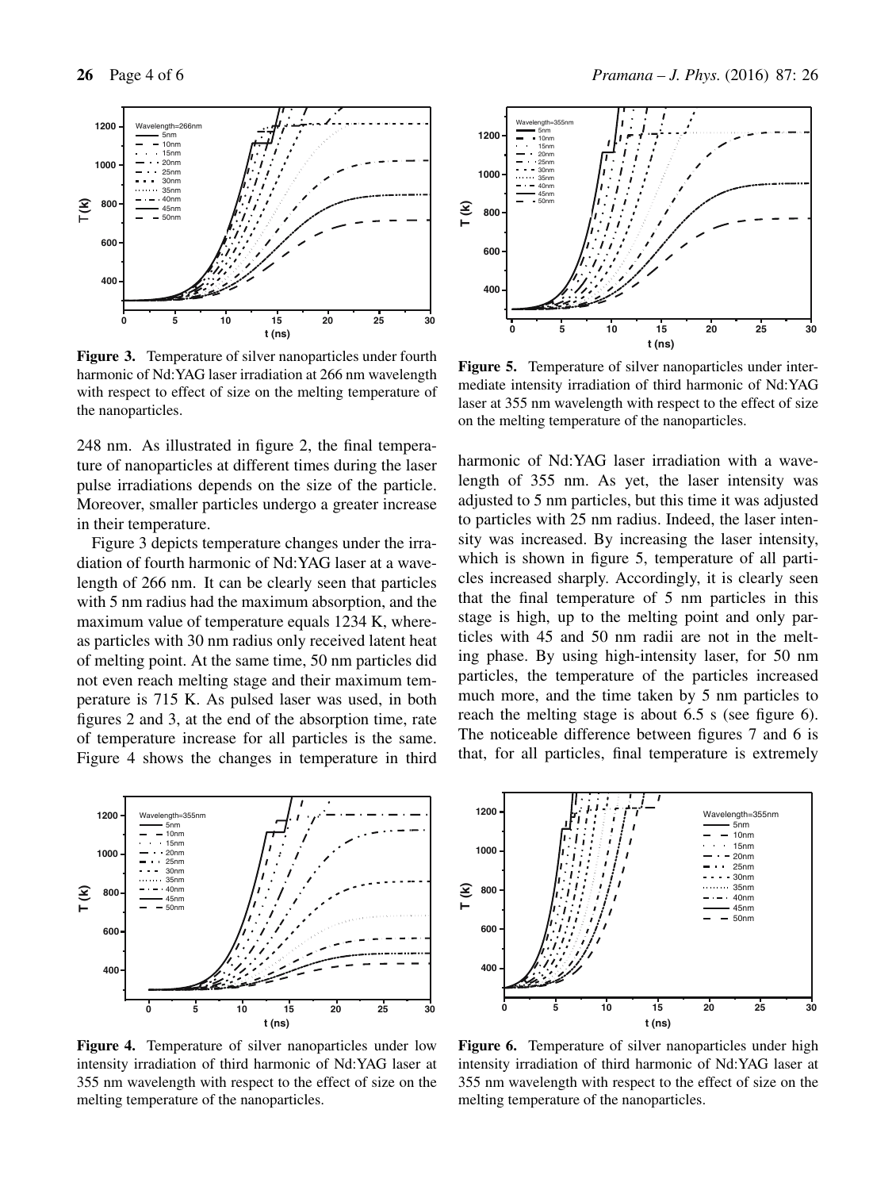**Figure 3.** Temperature of silver nanoparticles under fourth harmonic of Nd:YAG laser irradiation at 266 nm wavelength with respect to effect of size on the melting temperature of the nanoparticles.

248 nm. As illustrated in figure 2, the final temperature of nanoparticles at different times during the laser pulse irradiations depends on the size of the particle. Moreover, smaller particles undergo a greater increase in their temperature.

Figure 3 depicts temperature changes under the irradiation of fourth harmonic of Nd:YAG laser at a wavelength of 266 nm. It can be clearly seen that particles with 5 nm radius had the maximum absorption, and the maximum value of temperature equals 1234 K, whereas particles with 30 nm radius only received latent heat of melting point. At the same time, 50 nm particles did not even reach melting stage and their maximum temperature is 715 K. As pulsed laser was used, in both figures 2 and 3, at the end of the absorption time, rate of temperature increase for all particles is the same. Figure 4 shows the changes in temperature in third harmonic of Nd:YAG laser irradiation with a wavelength of 355 nm. As yet, the laser intensity was adjusted to 5 nm particles, but this time it was adjusted to particles with 25 nm radius. Indeed, the laser intensity was increased. By increasing the laser intensity, which is shown in figure 5, temperature of all particles increased sharply. Accordingly, it is clearly seen that the final temperature of 5 nm particles in this stage is high, up to the melting point and only particles with 45 and 50 nm radii are not in the melting phase. By using high-intensity laser, for 50 nm particles, the temperature of the particles increased much more, and the time taken by 5 nm particles to reach the melting stage is about 6.5 s (see figure 6). The noticeable difference between figures 7 and 6 is that, for all particles, final temperature is extremely

**Figure 5.** Temperature of silver nanoparticles under intermediate intensity irradiation of third harmonic of Nd:YAG laser at 355 nm wavelength with respect to the effect of size on the melting temperature of the nanoparticles.

**Figure 4.** Temperature of silver nanoparticles under low intensity irradiation of third harmonic of Nd:YAG laser at 355 nm wavelength with respect to the effect of size on the melting temperature of the nanoparticles.

**Figure 6.** Temperature of silver nanoparticles under high intensity irradiation of third harmonic of Nd:YAG laser at 355 nm wavelength with respect to the effect of size on the melting temperature of the nanoparticles.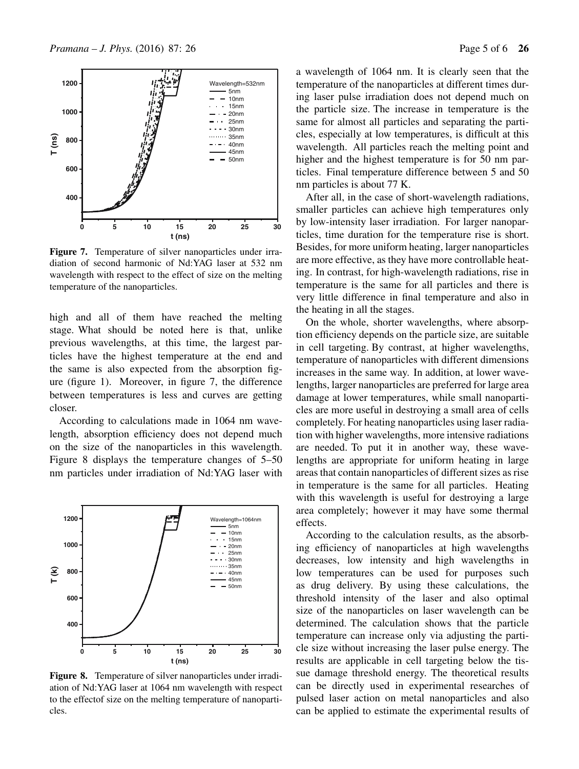Figure 7. Temperature of silver nanoparticles under irradiation of second harmonic of Nd:YAG laser at 532 nm wavelength with respect to the effect of size on the melting temperature of the nanoparticles.

high and all of them have reached the melting stage. What should be noted here is that, unlike previous wavelengths, at this time, the largest particles have the highest temperature at the end and the same is also expected from the absorption figure (figure 1). Moreover, in figure 7, the difference between temperatures is less and curves are getting closer.

According to calculations made in 1064 nm wavelength, absorption efficiency does not depend much on the size of the nanoparticles in this wavelength. Figure 8 displays the temperature changes of 5–50 nm particles under irradiation of Nd:YAG laser with a wavelength of 1064 nm. It is clearly seen that the temperature of the nanoparticles at different times during laser pulse irradiation does not depend much on the particle size. The increase in temperature is the same for almost all particles and separating the particles, especially at low temperatures, is difficult at this wavelength. All particles reach the melting point and higher and the highest temperature is for 50 nm particles. Final temperature difference between 5 and 50 nm particles is about 77 K.

Figure 8. Temperature of silver nanoparticles under irradiation of Nd:YAG laser at 1064 nm wavelength with respect to the effectof size on the melting temperature of nanoparticles.

After all, in the case of short-wavelength radiations, smaller particles can achieve high temperatures only by low-intensity laser irradiation. For larger nanoparticles, time duration for the temperature rise is short. Besides, for more uniform heating, larger nanoparticles are more effective, as they have more controllable heating. In contrast, for high-wavelength radiations, rise in temperature is the same for all particles and there is very little difference in final temperature and also in the heating in all the stages.

On the whole, shorter wavelengths, where absorption efficiency depends on the particle size, are suitable in cell targeting. By contrast, at higher wavelengths, temperature of nanoparticles with different dimensions increases in the same way. In addition, at lower wavelengths, larger nanoparticles are preferred for large area damage at lower temperatures, while small nanoparticles are more useful in destroying a small area of cells completely. For heating nanoparticles using laser radiation with higher wavelengths, more intensive radiations are needed. To put it in another way, these wavelengths are appropriate for uniform heating in large areas that contain nanoparticles of different sizes as rise in temperature is the same for all particles. Heating with this wavelength is useful for destroying a large area completely; however it may have some thermal effects.

According to the calculation results, as the absorbing efficiency of nanoparticles at high wavelengths decreases, low intensity and high wavelengths in low temperatures can be used for purposes such as drug delivery. By using these calculations, the threshold intensity of the laser and also optimal size of the nanoparticles on laser wavelength can be determined. The calculation shows that the particle temperature can increase only via adjusting the particle size without increasing the laser pulse energy. The results are applicable in cell targeting below the tissue damage threshold energy. The theoretical results can be directly used in experimental researches of pulsed laser action on metal nanoparticles and also can be applied to estimate the experimental results of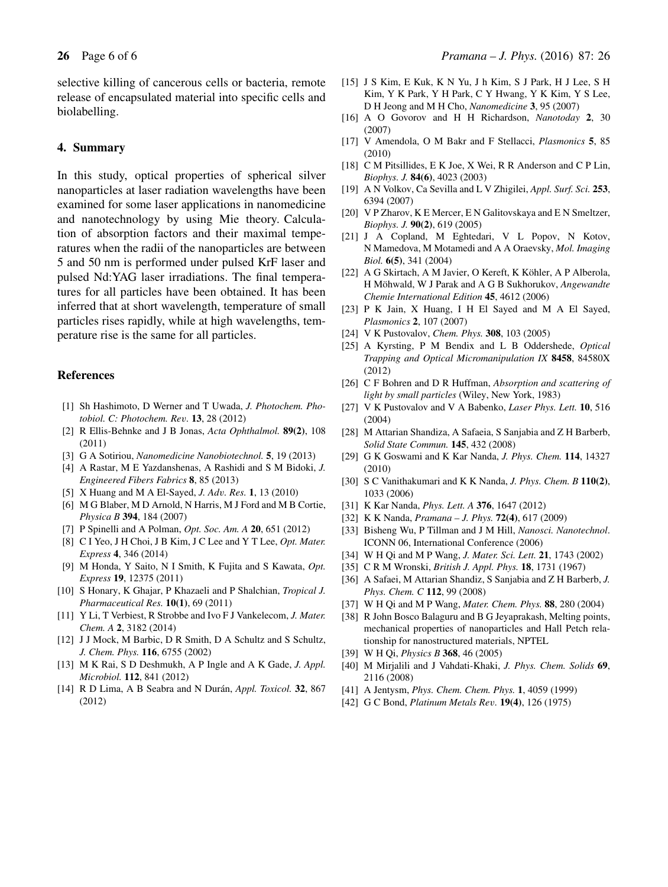selective killing of cancerous cells or bacteria, remote release of encapsulated material into specific cells and biolabelling.

## 4. Summary

In this study, optical properties of spherical silver nanoparticles at laser radiation wavelengths have been examined for some laser applications in nanomedicine and nanotechnology by using Mie theory. Calculation of absorption factors and their maximal temperatures when the radii of the nanoparticles are between 5 and 50 nm is performed under pulsed KrF laser and pulsed Nd:YAG laser irradiations. The final temperatures for all particles have been obtained. It has been inferred that at short wavelength, temperature of small particles rises rapidly, while at high wavelengths, temperature rise is the same for all particles.

## References

[1] Sh Hashimoto, D Werner and T Uwada, *J. Photochem. Photobiol. C: Photochem. Rev.* **13**, 28 (2012)

[2] R Ellis-Behnke and J B Jonas, *Acta Ophthalmol.* **89(2)**, 108 (2011)

[3] G A Sotiriou, *Nanomedicine Nanobiotechnol.* **5**, 19 (2013)

[4] A Rastar, M E Yazdanshenas, A Rashidi and S M Bidoki, *J. Engineered Fibers Fabrics* **8**, 85 (2013)

[5] X Huang and M A El-Sayed, *J. Adv. Res.* **1**, 13 (2010)

[6] M G Blaber, M D Arnold, N Harris, M J Ford and M B Cortie, *Physica B* **394**, 184 (2007)

[7] P Spinelli and A Polman, *Opt. Soc. Am. A* **20**, 651 (2012)

[8] C I Yeo, J H Choi, J B Kim, J C Lee and Y T Lee, *Opt. Mater. Express* **4**, 346 (2014)

[9] M Honda, Y Saito, N I Smith, K Fujita and S Kawata, *Opt. Express* **19**, 12375 (2011)

[10] S Honary, K Ghajar, P Khazaeli and P Shalchian, *Tropical J. Pharmaceutical Res.* **10(1)**, 69 (2011)

[11] Y Li, T Verbiest, R Strobbe and Ivo F J Vankelecom, *J. Mater. Chem. A* **2**, 3182 (2014)

[12] J J Mock, M Barbic, D R Smith, D A Schultz and S Schultz, *J. Chem. Phys.* **116**, 6755 (2002)

[13] M K Rai, S D Deshmukh, A P Ingle and A K Gade, *J. Appl. Microbiol.* **112**, 841 (2012)

[14] R D Lima, A B Seabra and N Durán, *Appl. Toxicol.* **32**, 867 (2012)

[15] J S Kim, E Kuk, K N Yu, J h Kim, S J Park, H J Lee, S H Kim, Y K Park, Y H Park, C Y Hwang, Y K Kim, Y S Lee, D H Jeong and M H Cho, *Nanomedicine* **3**, 95 (2007)

[16] A O Govorov and H H Richardson, *Nanotoday* **2**, 30 (2007)

[17] V Amendola, O M Bakr and F Stellacci, *Plasmonics* **5**, 85 (2010)

[18] C M Pitsillides, E K Joe, X Wei, R R Anderson and C P Lin, *Biophys. J.* **84(6)**, 4023 (2003)

[19] A N Volkov, Ca Sevilla and L V Zhigilei, *Appl. Surf. Sci.* **253**, 6394 (2007)

[20] V P Zharov, K E Mercer, E N Galitovskaya and E N Smeltzer, *Biophys. J.* **90(2)**, 619 (2005)

[21] J A Copland, M Eghtedari, V L Popov, N Kotov, N Mamedova, M Motamedi and A A Oraevsky, *Mol. Imaging Biol.* **6(5)**, 341 (2004)

[22] A G Skirtach, A M Javier, O Kereft, K Köhler, A P Alberola, H Möhwald, W J Parak and A G B Sukhorukov, *Angewandte Chemie International Edition* **45**, 4612 (2006)

[23] P K Jain, X Huang, I H El Sayed and M A El Sayed, *Plasmonics* **2**, 107 (2007)

[24] V K Pustovalov, *Chem. Phys.* **308**, 103 (2005)

[25] A Kyrsting, P M Bendix and L B Oddershede, *Optical Trapping and Optical Micromanipulation IX* **8458**, 84580X (2012)

[26] C F Bohren and D R Huffman, *Absorption and scattering of light by small particles* (Wiley, New York, 1983)

[27] V K Pustovalov and V A Babenko, *Laser Phys. Lett.* **10**, 516 (2004)

[28] M Attarian Shandiza, A Safaeia, S Sanjabia and Z H Barberb, *Solid State Commun.* **145**, 432 (2008)

[29] G K Goswami and K Kar Nanda, *J. Phys. Chem.* **114**, 14327 (2010)

[30] S C Vanithakumari and K K Nanda, *J. Phys. Chem. B* **110(2)**, 1033 (2006)

[31] K Kar Nanda, *Phys. Lett. A* **376**, 1647 (2012)

[32] K K Nanda, *Pramana – J. Phys.* **72(4)**, 617 (2009)

[33] Bisheng Wu, P Tillman and J M Hill, *Nanosci. Nanotechnol*. ICONN 06, International Conference (2006)

[34] W H Qi and M P Wang, *J. Mater. Sci. Lett.* **21**, 1743 (2002)

[35] C R M Wronski, *British J. Appl. Phys.* **18**, 1731 (1967)

[36] A Safaei, M Attarian Shandiz, S Sanjabia and Z H Barberb, *J. Phys. Chem. C* **112**, 99 (2008)

[37] W H Qi and M P Wang, *Mater. Chem. Phys.* **88**, 280 (2004)

[38] R John Bosco Balaguru and B G Jeyaprakash, Melting points, mechanical properties of nanoparticles and Hall Petch relationship for nanostructured materials, NPTEL

[39] W H Qi, *Physics B* **368**, 46 (2005)

[40] M Mirjalili and J Vahdati-Khaki, *J. Phys. Chem. Solids* **69**, 2116 (2008)

[41] A Jentysm, *Phys. Chem. Chem. Phys.* **1**, 4059 (1999)

[42] G C Bond, *Platinum Metals Rev.* **19(4)**, 126 (1975)